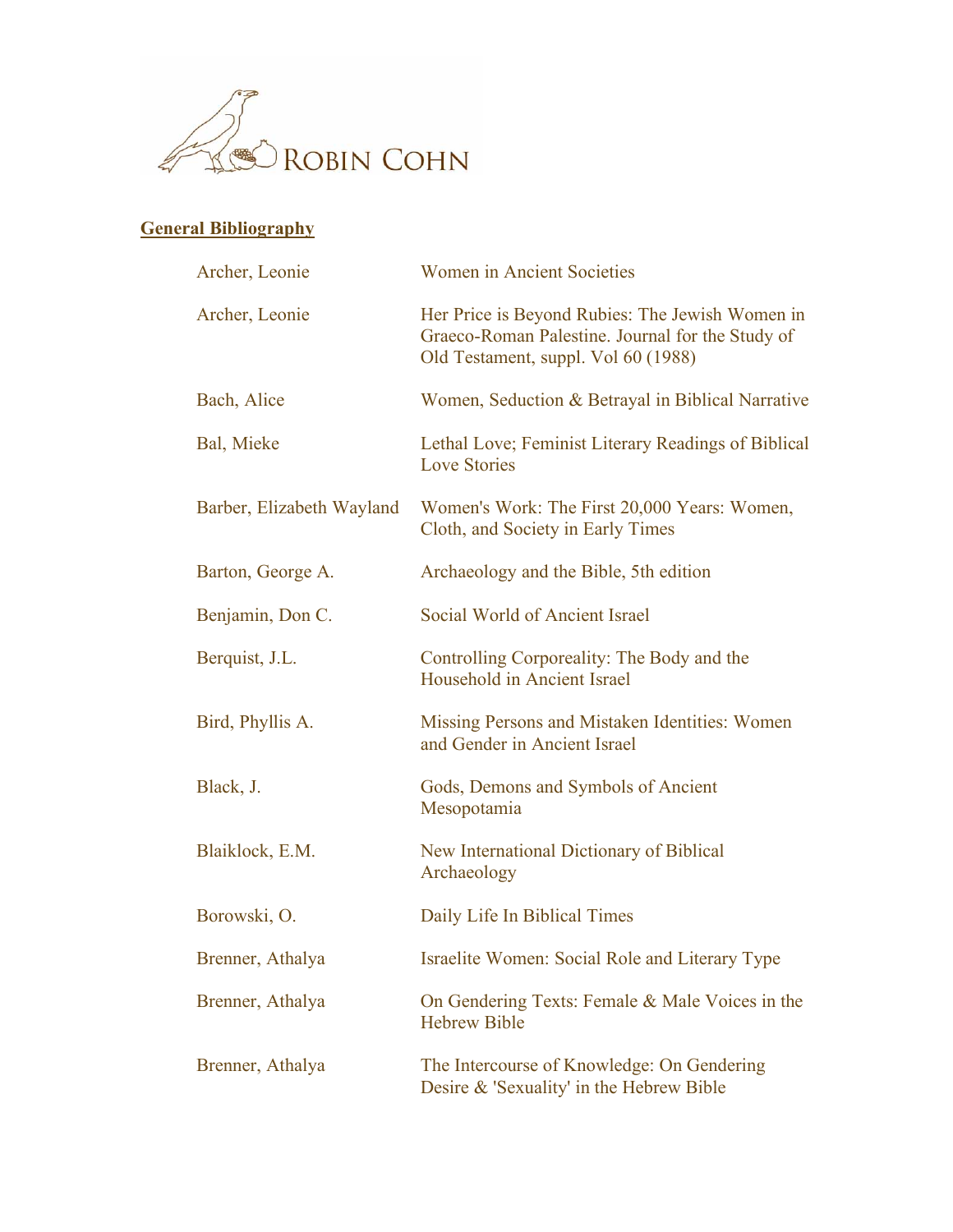ROBIN COHN

**General Bibliography**

| Author | Title |
|---|---|
| Archer, Leonie | Women in Ancient Societies |
| Archer, Leonie | Her Price is Beyond Rubies: The Jewish Women in Graeco-Roman Palestine. Journal for the Study of Old Testament, suppl. Vol 60 (1988) |
| Bach, Alice | Women, Seduction & Betrayal in Biblical Narrative |
| Bal, Mieke | Lethal Love; Feminist Literary Readings of Biblical Love Stories |
| Barber, Elizabeth Wayland | Women's Work: The First 20,000 Years: Women, Cloth, and Society in Early Times |
| Barton, George A. | Archaeology and the Bible, 5th edition |
| Benjamin, Don C. | Social World of Ancient Israel |
| Berquist, J.L. | Controlling Corporeality: The Body and the Household in Ancient Israel |
| Bird, Phyllis A. | Missing Persons and Mistaken Identities: Women and Gender in Ancient Israel |
| Black, J. | Gods, Demons and Symbols of Ancient Mesopotamia |
| Blaiklock, E.M. | New International Dictionary of Biblical Archaeology |
| Borowski, O. | Daily Life In Biblical Times |
| Brenner, Athalya | Israelite Women: Social Role and Literary Type |
| Brenner, Athalya | On Gendering Texts: Female & Male Voices in the Hebrew Bible |
| Brenner, Athalya | The Intercourse of Knowledge: On Gendering Desire & 'Sexuality' in the Hebrew Bible |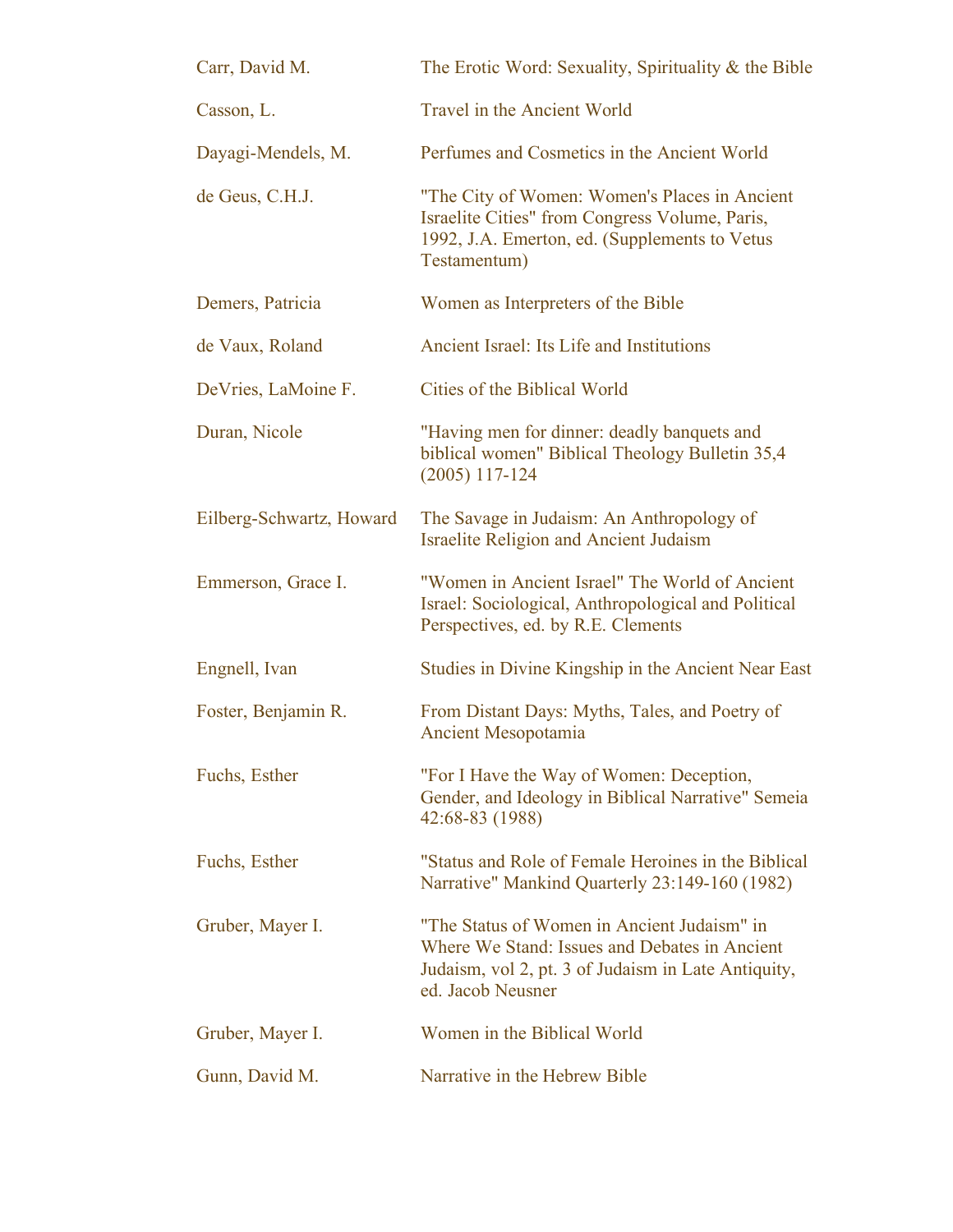| | |
|---|---|
| Carr, David M. | The Erotic Word: Sexuality, Spirituality & the Bible |
| Casson, L. | Travel in the Ancient World |
| Dayagi-Mendels, M. | Perfumes and Cosmetics in the Ancient World |
| de Geus, C.H.J. | "The City of Women: Women's Places in Ancient Israelite Cities" from Congress Volume, Paris, 1992, J.A. Emerton, ed. (Supplements to Vetus Testamentum) |
| Demers, Patricia | Women as Interpreters of the Bible |
| de Vaux, Roland | Ancient Israel: Its Life and Institutions |
| DeVries, LaMoine F. | Cities of the Biblical World |
| Duran, Nicole | "Having men for dinner: deadly banquets and biblical women" Biblical Theology Bulletin 35,4 (2005) 117-124 |
| Eilberg-Schwartz, Howard | The Savage in Judaism: An Anthropology of Israelite Religion and Ancient Judaism |
| Emmerson, Grace I. | "Women in Ancient Israel" The World of Ancient Israel: Sociological, Anthropological and Political Perspectives, ed. by R.E. Clements |
| Engnell, Ivan | Studies in Divine Kingship in the Ancient Near East |
| Foster, Benjamin R. | From Distant Days: Myths, Tales, and Poetry of Ancient Mesopotamia |
| Fuchs, Esther | "For I Have the Way of Women: Deception, Gender, and Ideology in Biblical Narrative" Semeia 42:68-83 (1988) |
| Fuchs, Esther | "Status and Role of Female Heroines in the Biblical Narrative" Mankind Quarterly 23:149-160 (1982) |
| Gruber, Mayer I. | "The Status of Women in Ancient Judaism" in Where We Stand: Issues and Debates in Ancient Judaism, vol 2, pt. 3 of Judaism in Late Antiquity, ed. Jacob Neusner |
| Gruber, Mayer I. | Women in the Biblical World |
| Gunn, David M. | Narrative in the Hebrew Bible |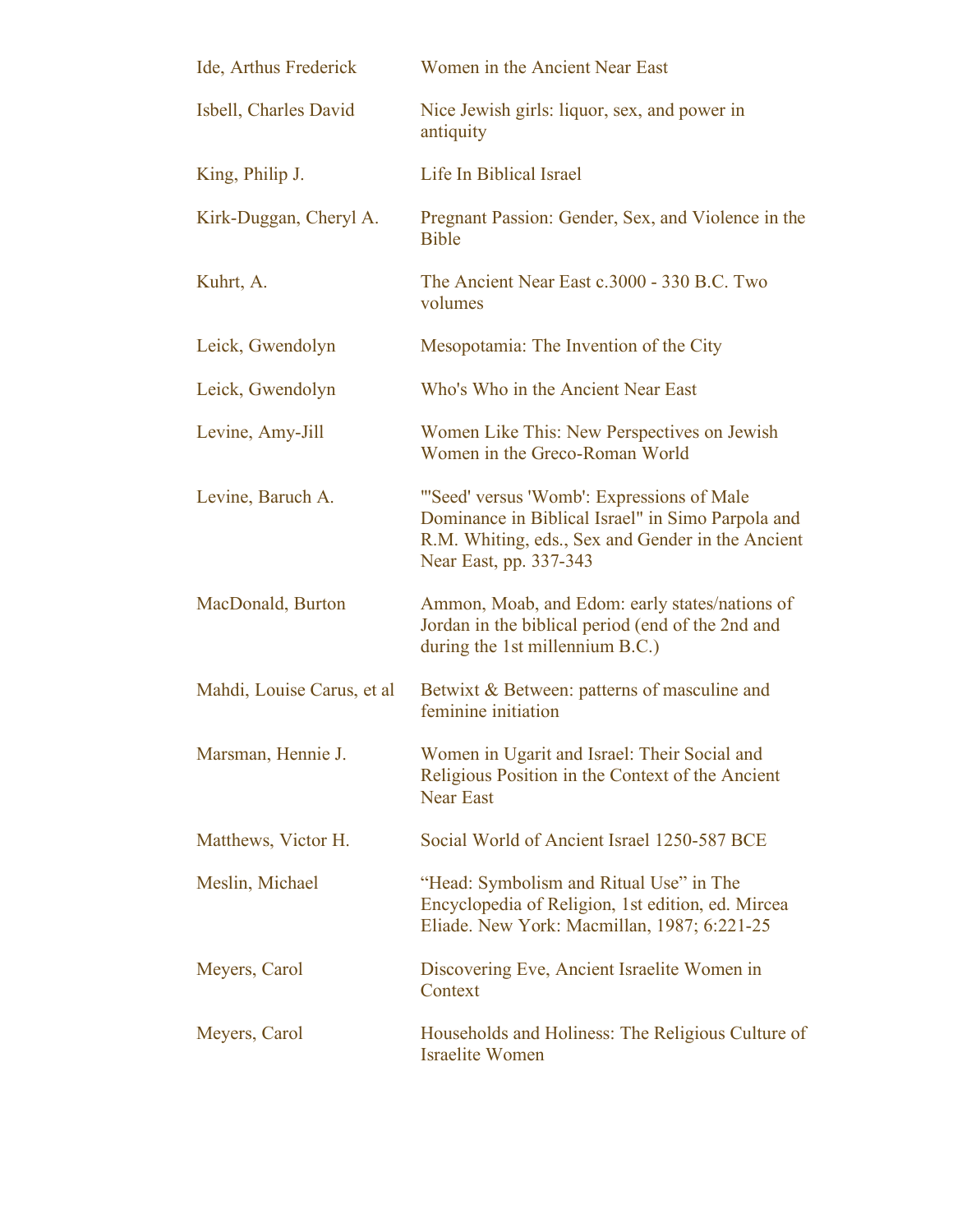| | |
|---|---|
| Ide, Arthus Frederick | Women in the Ancient Near East |
| Isbell, Charles David | Nice Jewish girls: liquor, sex, and power in antiquity |
| King, Philip J. | Life In Biblical Israel |
| Kirk-Duggan, Cheryl A. | Pregnant Passion: Gender, Sex, and Violence in the Bible |
| Kuhrt, A. | The Ancient Near East c.3000 - 330 B.C. Two volumes |
| Leick, Gwendolyn | Mesopotamia: The Invention of the City |
| Leick, Gwendolyn | Who's Who in the Ancient Near East |
| Levine, Amy-Jill | Women Like This: New Perspectives on Jewish Women in the Greco-Roman World |
| Levine, Baruch A. | "'Seed' versus 'Womb': Expressions of Male Dominance in Biblical Israel" in Simo Parpola and R.M. Whiting, eds., Sex and Gender in the Ancient Near East, pp. 337-343 |
| MacDonald, Burton | Ammon, Moab, and Edom: early states/nations of Jordan in the biblical period (end of the 2nd and during the 1st millennium B.C.) |
| Mahdi, Louise Carus, et al | Betwixt & Between: patterns of masculine and feminine initiation |
| Marsman, Hennie J. | Women in Ugarit and Israel: Their Social and Religious Position in the Context of the Ancient Near East |
| Matthews, Victor H. | Social World of Ancient Israel 1250-587 BCE |
| Meslin, Michael | "Head: Symbolism and Ritual Use" in The Encyclopedia of Religion, 1st edition, ed. Mircea Eliade. New York: Macmillan, 1987; 6:221-25 |
| Meyers, Carol | Discovering Eve, Ancient Israelite Women in Context |
| Meyers, Carol | Households and Holiness: The Religious Culture of Israelite Women |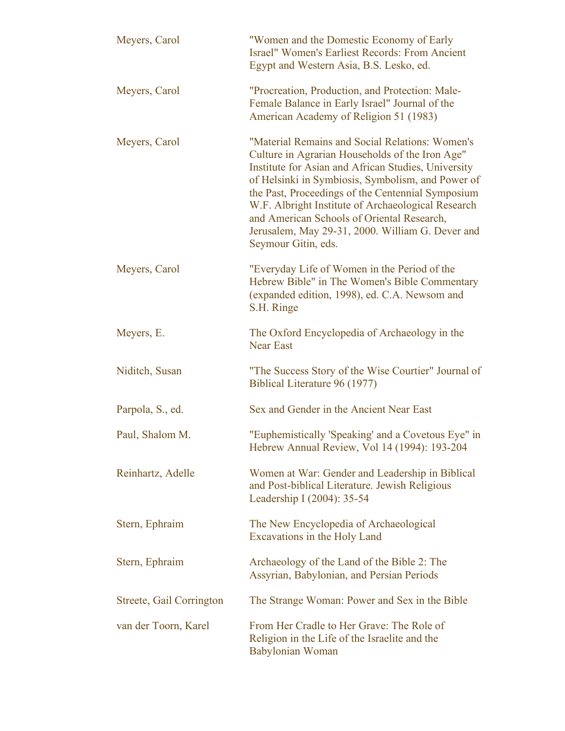| | |
|---|---|
| Meyers, Carol | "Women and the Domestic Economy of Early Israel" Women's Earliest Records: From Ancient Egypt and Western Asia, B.S. Lesko, ed. |
| Meyers, Carol | "Procreation, Production, and Protection: Male-Female Balance in Early Israel" Journal of the American Academy of Religion 51 (1983) |
| Meyers, Carol | "Material Remains and Social Relations: Women's Culture in Agrarian Households of the Iron Age" Institute for Asian and African Studies, University of Helsinki in Symbiosis, Symbolism, and Power of the Past, Proceedings of the Centennial Symposium W.F. Albright Institute of Archaeological Research and American Schools of Oriental Research, Jerusalem, May 29-31, 2000. William G. Dever and Seymour Gitin, eds. |
| Meyers, Carol | "Everyday Life of Women in the Period of the Hebrew Bible" in The Women's Bible Commentary (expanded edition, 1998), ed. C.A. Newsom and S.H. Ringe |
| Meyers, E. | The Oxford Encyclopedia of Archaeology in the Near East |
| Niditch, Susan | "The Success Story of the Wise Courtier" Journal of Biblical Literature 96 (1977) |
| Parpola, S., ed. | Sex and Gender in the Ancient Near East |
| Paul, Shalom M. | "Euphemistically 'Speaking' and a Covetous Eye" in Hebrew Annual Review, Vol 14 (1994): 193-204 |
| Reinhartz, Adelle | Women at War: Gender and Leadership in Biblical and Post-biblical Literature. Jewish Religious Leadership I (2004): 35-54 |
| Stern, Ephraim | The New Encyclopedia of Archaeological Excavations in the Holy Land |
| Stern, Ephraim | Archaeology of the Land of the Bible 2: The Assyrian, Babylonian, and Persian Periods |
| Streete, Gail Corrington | The Strange Woman: Power and Sex in the Bible |
| van der Toorn, Karel | From Her Cradle to Her Grave: The Role of Religion in the Life of the Israelite and the Babylonian Woman |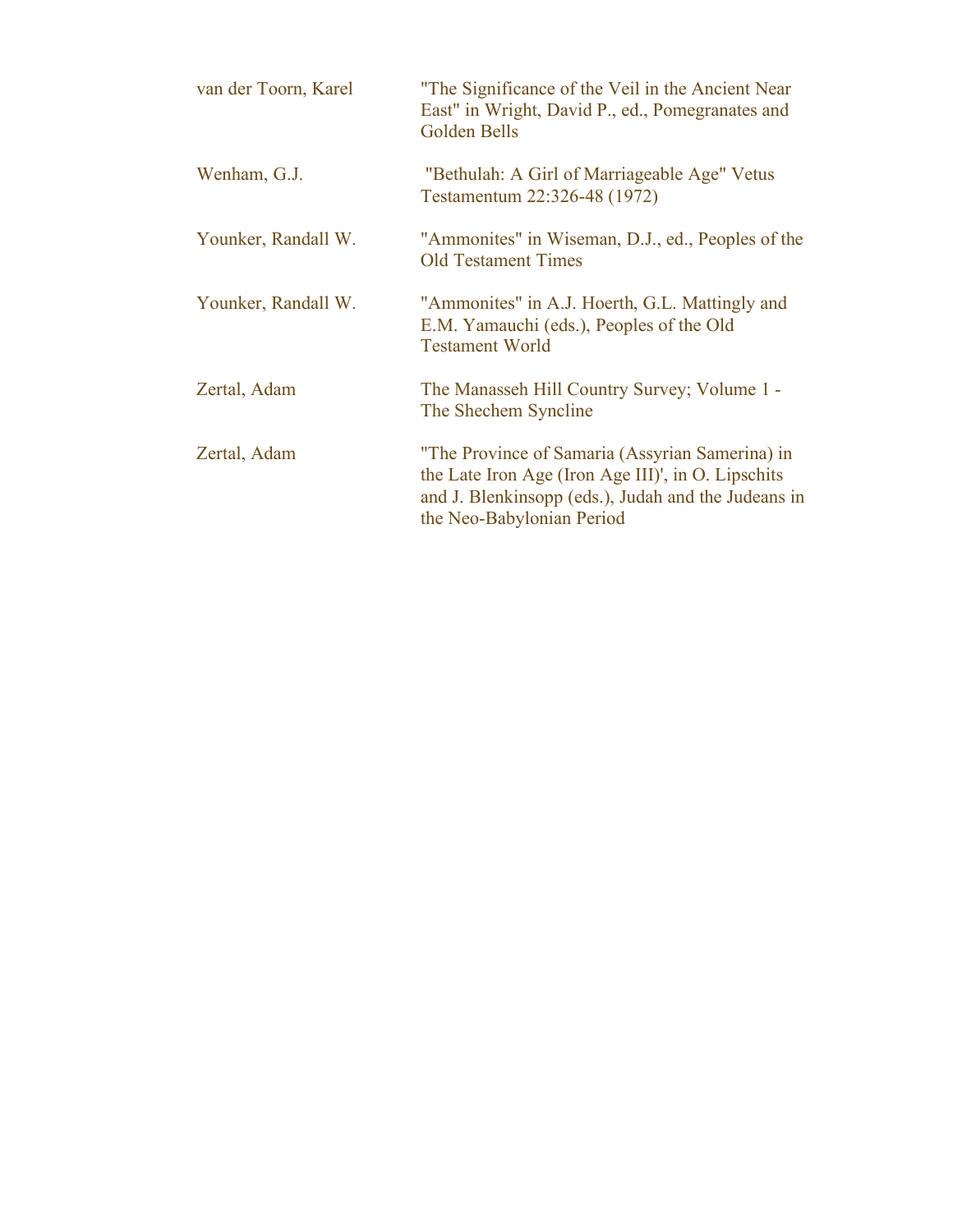| | |
|---|---|
| van der Toorn, Karel | "The Significance of the Veil in the Ancient Near East" in Wright, David P., ed., Pomegranates and Golden Bells |
| Wenham, G.J. | "Bethulah: A Girl of Marriageable Age" Vetus Testamentum 22:326-48 (1972) |
| Younker, Randall W. | "Ammonites" in Wiseman, D.J., ed., Peoples of the Old Testament Times |
| Younker, Randall W. | "Ammonites" in A.J. Hoerth, G.L. Mattingly and E.M. Yamauchi (eds.), Peoples of the Old Testament World |
| Zertal, Adam | The Manasseh Hill Country Survey; Volume 1 - The Shechem Syncline |
| Zertal, Adam | "The Province of Samaria (Assyrian Samerina) in the Late Iron Age (Iron Age III)', in O. Lipschits and J. Blenkinsopp (eds.), Judah and the Judeans in the Neo-Babylonian Period |